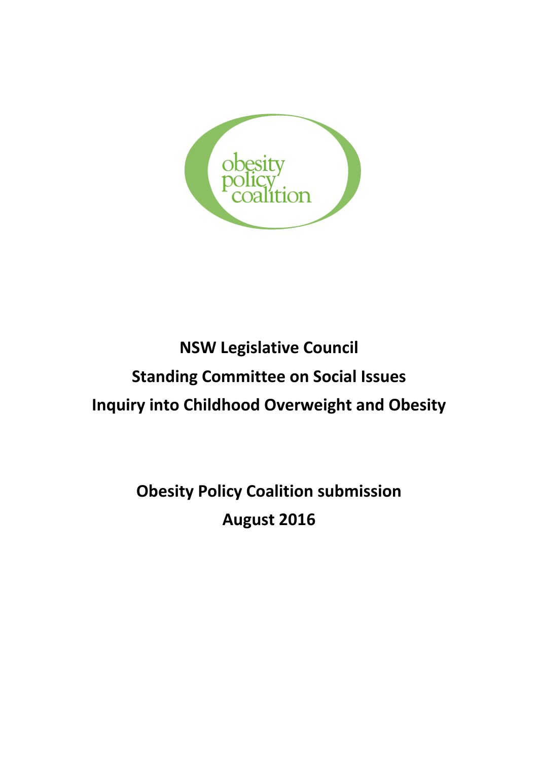obesity policy coalition

**NSW Legislative Council**

**Standing Committee on Social Issues**

**Inquiry into Childhood Overweight and Obesity**

**Obesity Policy Coalition submission**

**August 2016**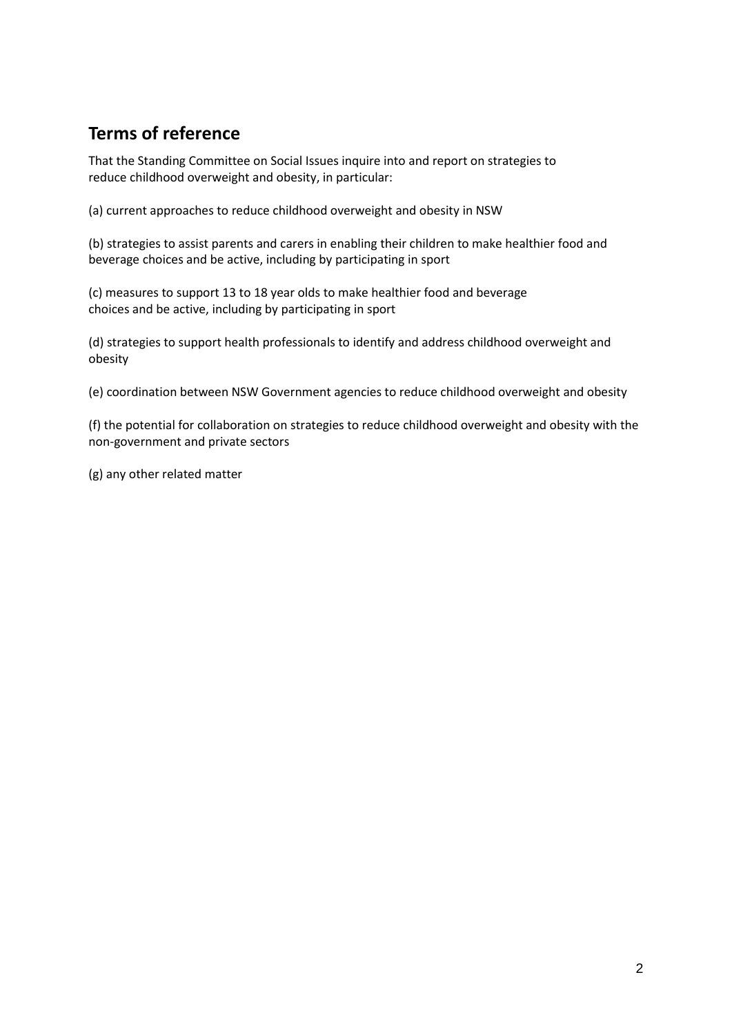## Terms of reference

That the Standing Committee on Social Issues inquire into and report on strategies to reduce childhood overweight and obesity, in particular:

(a) current approaches to reduce childhood overweight and obesity in NSW

(b) strategies to assist parents and carers in enabling their children to make healthier food and beverage choices and be active, including by participating in sport

(c) measures to support 13 to 18 year olds to make healthier food and beverage choices and be active, including by participating in sport

(d) strategies to support health professionals to identify and address childhood overweight and obesity

(e) coordination between NSW Government agencies to reduce childhood overweight and obesity

(f) the potential for collaboration on strategies to reduce childhood overweight and obesity with the non-government and private sectors

(g) any other related matter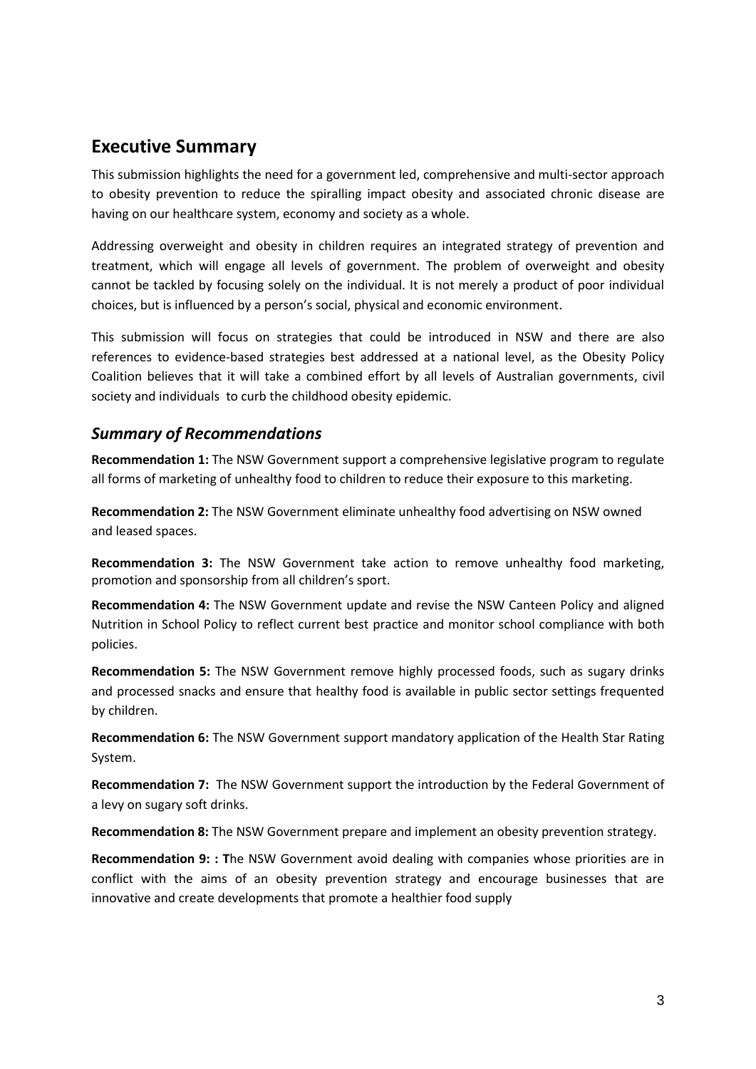## Executive Summary

This submission highlights the need for a government led, comprehensive and multi-sector approach to obesity prevention to reduce the spiralling impact obesity and associated chronic disease are having on our healthcare system, economy and society as a whole.

Addressing overweight and obesity in children requires an integrated strategy of prevention and treatment, which will engage all levels of government. The problem of overweight and obesity cannot be tackled by focusing solely on the individual. It is not merely a product of poor individual choices, but is influenced by a person's social, physical and economic environment.

This submission will focus on strategies that could be introduced in NSW and there are also references to evidence-based strategies best addressed at a national level, as the Obesity Policy Coalition believes that it will take a combined effort by all levels of Australian governments, civil society and individuals to curb the childhood obesity epidemic.

### *Summary of Recommendations*

**Recommendation 1:** The NSW Government support a comprehensive legislative program to regulate all forms of marketing of unhealthy food to children to reduce their exposure to this marketing.

**Recommendation 2:** The NSW Government eliminate unhealthy food advertising on NSW owned and leased spaces.

**Recommendation 3:** The NSW Government take action to remove unhealthy food marketing, promotion and sponsorship from all children's sport.

**Recommendation 4:** The NSW Government update and revise the NSW Canteen Policy and aligned Nutrition in School Policy to reflect current best practice and monitor school compliance with both policies.

**Recommendation 5:** The NSW Government remove highly processed foods, such as sugary drinks and processed snacks and ensure that healthy food is available in public sector settings frequented by children.

**Recommendation 6:** The NSW Government support mandatory application of the Health Star Rating System.

**Recommendation 7:** The NSW Government support the introduction by the Federal Government of a levy on sugary soft drinks.

**Recommendation 8:** The NSW Government prepare and implement an obesity prevention strategy.

**Recommendation 9: : T**he NSW Government avoid dealing with companies whose priorities are in conflict with the aims of an obesity prevention strategy and encourage businesses that are innovative and create developments that promote a healthier food supply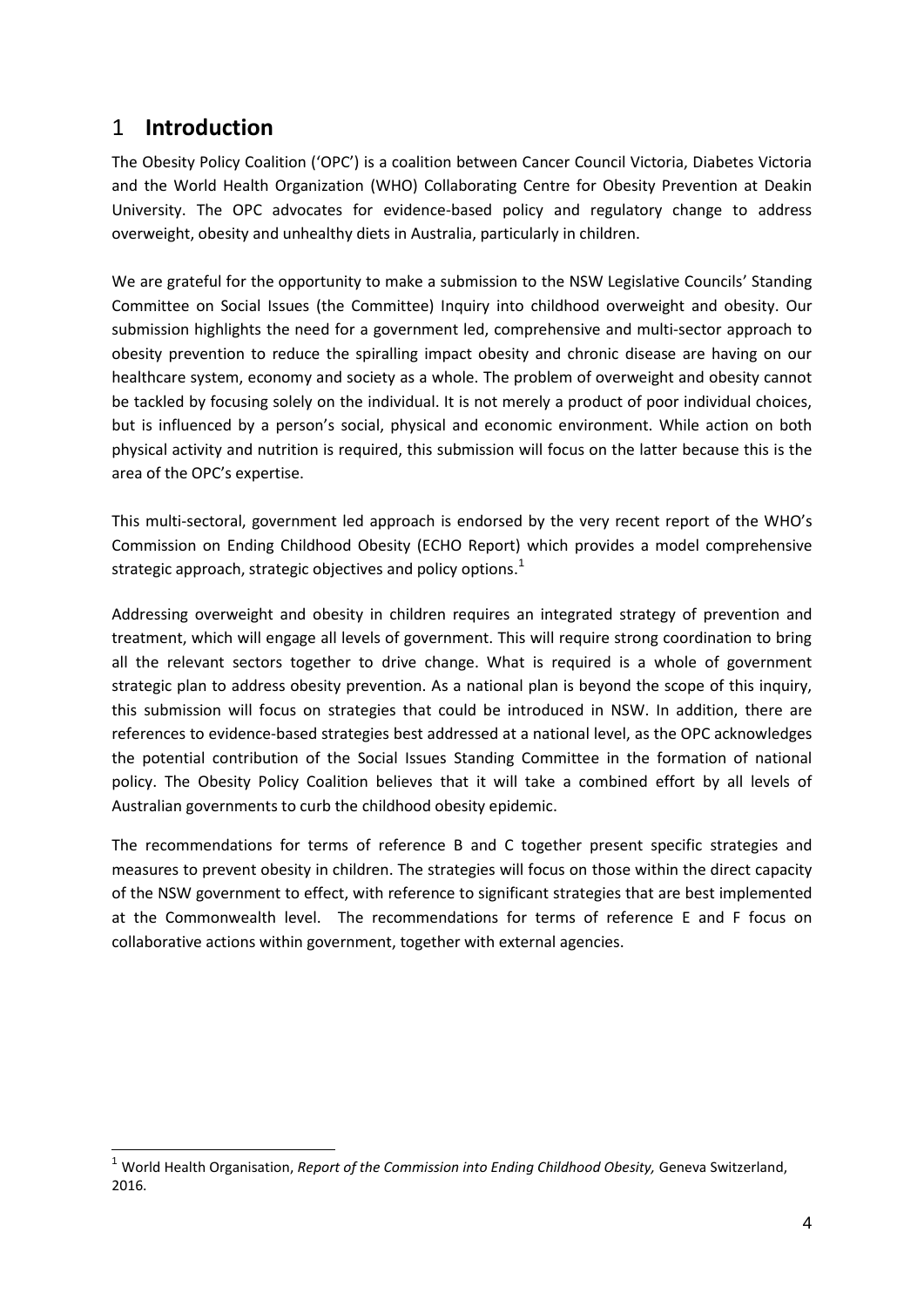# 1 Introduction

The Obesity Policy Coalition ('OPC') is a coalition between Cancer Council Victoria, Diabetes Victoria and the World Health Organization (WHO) Collaborating Centre for Obesity Prevention at Deakin University. The OPC advocates for evidence-based policy and regulatory change to address overweight, obesity and unhealthy diets in Australia, particularly in children.

We are grateful for the opportunity to make a submission to the NSW Legislative Councils' Standing Committee on Social Issues (the Committee) Inquiry into childhood overweight and obesity. Our submission highlights the need for a government led, comprehensive and multi-sector approach to obesity prevention to reduce the spiralling impact obesity and chronic disease are having on our healthcare system, economy and society as a whole. The problem of overweight and obesity cannot be tackled by focusing solely on the individual. It is not merely a product of poor individual choices, but is influenced by a person's social, physical and economic environment. While action on both physical activity and nutrition is required, this submission will focus on the latter because this is the area of the OPC's expertise.

This multi-sectoral, government led approach is endorsed by the very recent report of the WHO's Commission on Ending Childhood Obesity (ECHO Report) which provides a model comprehensive strategic approach, strategic objectives and policy options.[1]

Addressing overweight and obesity in children requires an integrated strategy of prevention and treatment, which will engage all levels of government. This will require strong coordination to bring all the relevant sectors together to drive change. What is required is a whole of government strategic plan to address obesity prevention. As a national plan is beyond the scope of this inquiry, this submission will focus on strategies that could be introduced in NSW. In addition, there are references to evidence-based strategies best addressed at a national level, as the OPC acknowledges the potential contribution of the Social Issues Standing Committee in the formation of national policy. The Obesity Policy Coalition believes that it will take a combined effort by all levels of Australian governments to curb the childhood obesity epidemic.

The recommendations for terms of reference B and C together present specific strategies and measures to prevent obesity in children. The strategies will focus on those within the direct capacity of the NSW government to effect, with reference to significant strategies that are best implemented at the Commonwealth level. The recommendations for terms of reference E and F focus on collaborative actions within government, together with external agencies.

---

[1] World Health Organisation, *Report of the Commission into Ending Childhood Obesity,* Geneva Switzerland, 2016.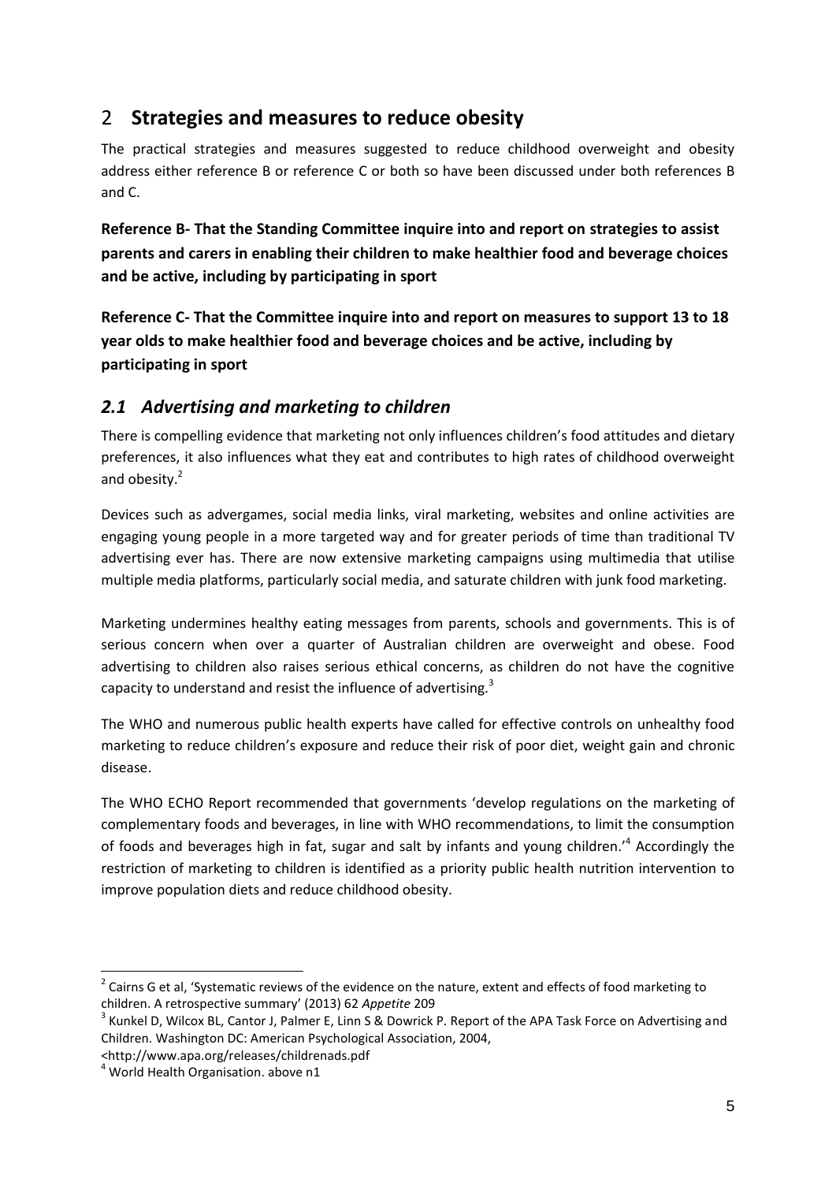# 2 Strategies and measures to reduce obesity

The practical strategies and measures suggested to reduce childhood overweight and obesity address either reference B or reference C or both so have been discussed under both references B and C.

**Reference B- That the Standing Committee inquire into and report on strategies to assist parents and carers in enabling their children to make healthier food and beverage choices and be active, including by participating in sport**

**Reference C- That the Committee inquire into and report on measures to support 13 to 18 year olds to make healthier food and beverage choices and be active, including by participating in sport**

## *2.1 Advertising and marketing to children*

There is compelling evidence that marketing not only influences children's food attitudes and dietary preferences, it also influences what they eat and contributes to high rates of childhood overweight and obesity.[2]

Devices such as advergames, social media links, viral marketing, websites and online activities are engaging young people in a more targeted way and for greater periods of time than traditional TV advertising ever has. There are now extensive marketing campaigns using multimedia that utilise multiple media platforms, particularly social media, and saturate children with junk food marketing.

Marketing undermines healthy eating messages from parents, schools and governments. This is of serious concern when over a quarter of Australian children are overweight and obese. Food advertising to children also raises serious ethical concerns, as children do not have the cognitive capacity to understand and resist the influence of advertising.[3]

The WHO and numerous public health experts have called for effective controls on unhealthy food marketing to reduce children's exposure and reduce their risk of poor diet, weight gain and chronic disease.

The WHO ECHO Report recommended that governments 'develop regulations on the marketing of complementary foods and beverages, in line with WHO recommendations, to limit the consumption of foods and beverages high in fat, sugar and salt by infants and young children.'[4] Accordingly the restriction of marketing to children is identified as a priority public health nutrition intervention to improve population diets and reduce childhood obesity.

---

[2] Cairns G et al, 'Systematic reviews of the evidence on the nature, extent and effects of food marketing to children. A retrospective summary' (2013) 62 *Appetite* 209

[3] Kunkel D, Wilcox BL, Cantor J, Palmer E, Linn S & Dowrick P. Report of the APA Task Force on Advertising and Children. Washington DC: American Psychological Association, 2004, <http://www.apa.org/releases/childrenads.pdf

[4] World Health Organisation. above n1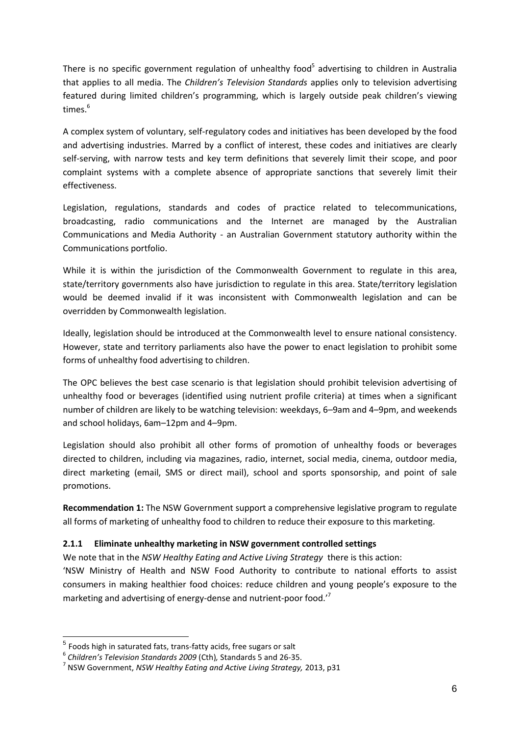There is no specific government regulation of unhealthy food[5] advertising to children in Australia that applies to all media. The *Children's Television Standards* applies only to television advertising featured during limited children's programming, which is largely outside peak children's viewing times.[6]

A complex system of voluntary, self-regulatory codes and initiatives has been developed by the food and advertising industries. Marred by a conflict of interest, these codes and initiatives are clearly self-serving, with narrow tests and key term definitions that severely limit their scope, and poor complaint systems with a complete absence of appropriate sanctions that severely limit their effectiveness.

Legislation, regulations, standards and codes of practice related to telecommunications, broadcasting, radio communications and the Internet are managed by the Australian Communications and Media Authority - an Australian Government statutory authority within the Communications portfolio.

While it is within the jurisdiction of the Commonwealth Government to regulate in this area, state/territory governments also have jurisdiction to regulate in this area. State/territory legislation would be deemed invalid if it was inconsistent with Commonwealth legislation and can be overridden by Commonwealth legislation.

Ideally, legislation should be introduced at the Commonwealth level to ensure national consistency. However, state and territory parliaments also have the power to enact legislation to prohibit some forms of unhealthy food advertising to children.

The OPC believes the best case scenario is that legislation should prohibit television advertising of unhealthy food or beverages (identified using nutrient profile criteria) at times when a significant number of children are likely to be watching television: weekdays, 6–9am and 4–9pm, and weekends and school holidays, 6am–12pm and 4–9pm.

Legislation should also prohibit all other forms of promotion of unhealthy foods or beverages directed to children, including via magazines, radio, internet, social media, cinema, outdoor media, direct marketing (email, SMS or direct mail), school and sports sponsorship, and point of sale promotions.

**Recommendation 1:** The NSW Government support a comprehensive legislative program to regulate all forms of marketing of unhealthy food to children to reduce their exposure to this marketing.

### 2.1.1 Eliminate unhealthy marketing in NSW government controlled settings

We note that in the *NSW Healthy Eating and Active Living Strategy* there is this action:

'NSW Ministry of Health and NSW Food Authority to contribute to national efforts to assist consumers in making healthier food choices: reduce children and young people's exposure to the marketing and advertising of energy-dense and nutrient-poor food.'[7]

---

[5] Foods high in saturated fats, trans-fatty acids, free sugars or salt

[6] *Children's Television Standards 2009* (Cth), Standards 5 and 26-35.

[7] NSW Government, *NSW Healthy Eating and Active Living Strategy,* 2013, p31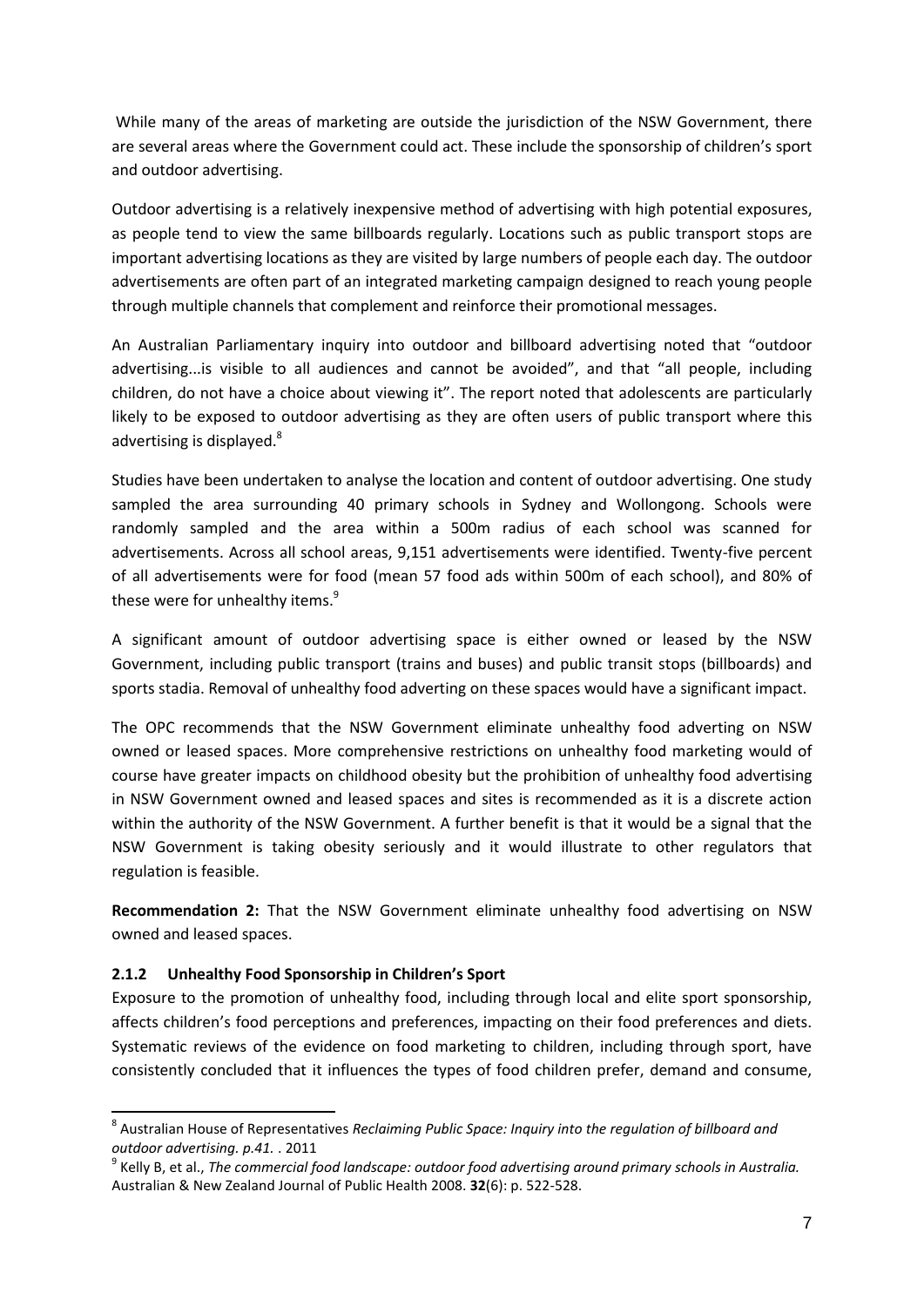While many of the areas of marketing are outside the jurisdiction of the NSW Government, there are several areas where the Government could act. These include the sponsorship of children's sport and outdoor advertising.

Outdoor advertising is a relatively inexpensive method of advertising with high potential exposures, as people tend to view the same billboards regularly. Locations such as public transport stops are important advertising locations as they are visited by large numbers of people each day. The outdoor advertisements are often part of an integrated marketing campaign designed to reach young people through multiple channels that complement and reinforce their promotional messages.

An Australian Parliamentary inquiry into outdoor and billboard advertising noted that "outdoor advertising...is visible to all audiences and cannot be avoided", and that "all people, including children, do not have a choice about viewing it". The report noted that adolescents are particularly likely to be exposed to outdoor advertising as they are often users of public transport where this advertising is displayed.[8]

Studies have been undertaken to analyse the location and content of outdoor advertising. One study sampled the area surrounding 40 primary schools in Sydney and Wollongong. Schools were randomly sampled and the area within a 500m radius of each school was scanned for advertisements. Across all school areas, 9,151 advertisements were identified. Twenty-five percent of all advertisements were for food (mean 57 food ads within 500m of each school), and 80% of these were for unhealthy items.[9]

A significant amount of outdoor advertising space is either owned or leased by the NSW Government, including public transport (trains and buses) and public transit stops (billboards) and sports stadia. Removal of unhealthy food adverting on these spaces would have a significant impact.

The OPC recommends that the NSW Government eliminate unhealthy food adverting on NSW owned or leased spaces. More comprehensive restrictions on unhealthy food marketing would of course have greater impacts on childhood obesity but the prohibition of unhealthy food advertising in NSW Government owned and leased spaces and sites is recommended as it is a discrete action within the authority of the NSW Government. A further benefit is that it would be a signal that the NSW Government is taking obesity seriously and it would illustrate to other regulators that regulation is feasible.

**Recommendation 2:** That the NSW Government eliminate unhealthy food advertising on NSW owned and leased spaces.

### 2.1.2 Unhealthy Food Sponsorship in Children's Sport

Exposure to the promotion of unhealthy food, including through local and elite sport sponsorship, affects children's food perceptions and preferences, impacting on their food preferences and diets. Systematic reviews of the evidence on food marketing to children, including through sport, have consistently concluded that it influences the types of food children prefer, demand and consume,

---

[8] Australian House of Representatives *Reclaiming Public Space: Inquiry into the regulation of billboard and outdoor advertising. p.41.* . 2011

[9] Kelly B, et al., *The commercial food landscape: outdoor food advertising around primary schools in Australia.* Australian & New Zealand Journal of Public Health 2008. **32**(6): p. 522-528.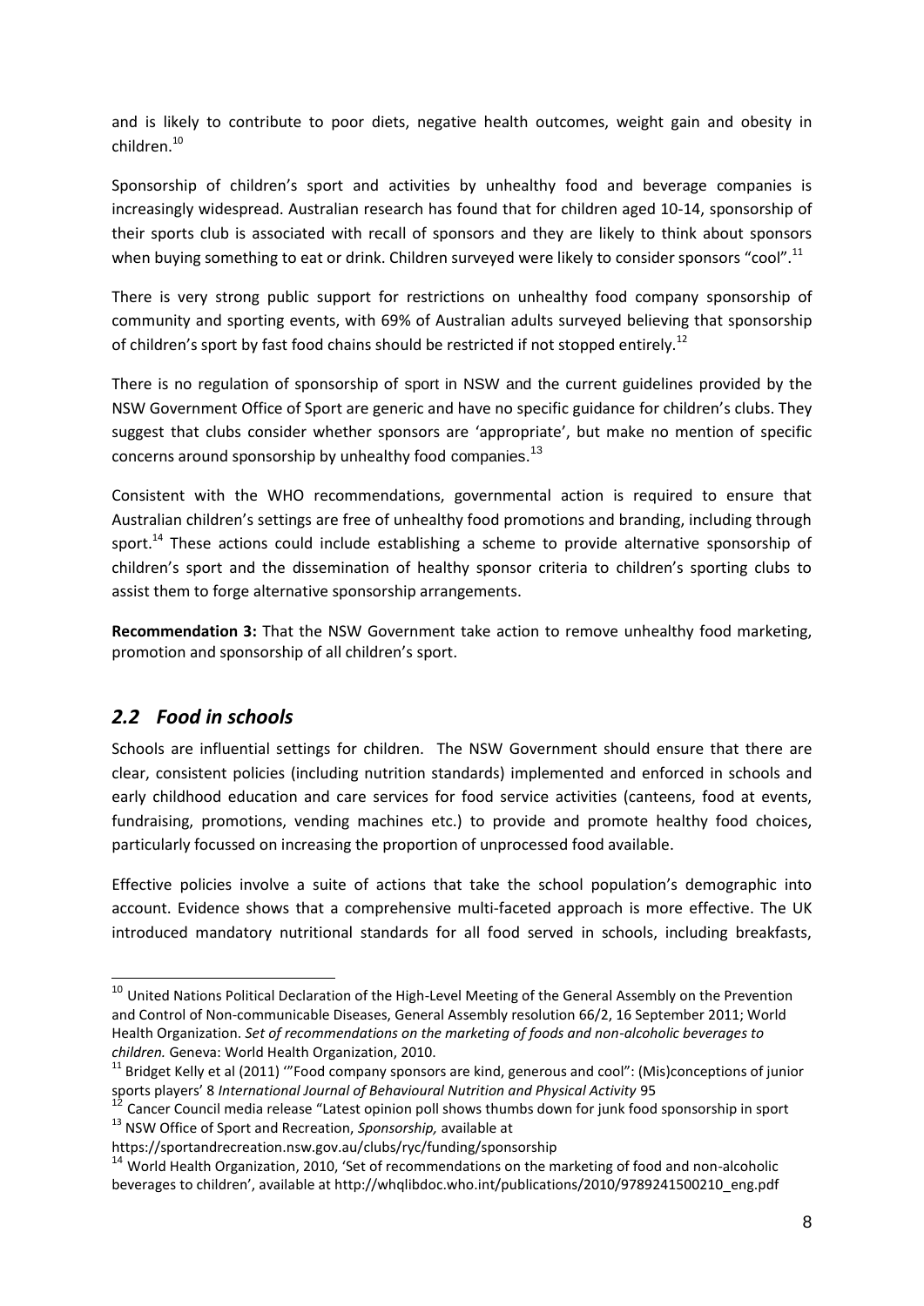and is likely to contribute to poor diets, negative health outcomes, weight gain and obesity in children.[10]

Sponsorship of children's sport and activities by unhealthy food and beverage companies is increasingly widespread. Australian research has found that for children aged 10-14, sponsorship of their sports club is associated with recall of sponsors and they are likely to think about sponsors when buying something to eat or drink. Children surveyed were likely to consider sponsors "cool".[11]

There is very strong public support for restrictions on unhealthy food company sponsorship of community and sporting events, with 69% of Australian adults surveyed believing that sponsorship of children's sport by fast food chains should be restricted if not stopped entirely.[12]

There is no regulation of sponsorship of sport in NSW and the current guidelines provided by the NSW Government Office of Sport are generic and have no specific guidance for children's clubs. They suggest that clubs consider whether sponsors are 'appropriate', but make no mention of specific concerns around sponsorship by unhealthy food companies.[13]

Consistent with the WHO recommendations, governmental action is required to ensure that Australian children's settings are free of unhealthy food promotions and branding, including through sport.[14] These actions could include establishing a scheme to provide alternative sponsorship of children's sport and the dissemination of healthy sponsor criteria to children's sporting clubs to assist them to forge alternative sponsorship arrangements.

**Recommendation 3:** That the NSW Government take action to remove unhealthy food marketing, promotion and sponsorship of all children's sport.

## *2.2 Food in schools*

Schools are influential settings for children. The NSW Government should ensure that there are clear, consistent policies (including nutrition standards) implemented and enforced in schools and early childhood education and care services for food service activities (canteens, food at events, fundraising, promotions, vending machines etc.) to provide and promote healthy food choices, particularly focussed on increasing the proportion of unprocessed food available.

Effective policies involve a suite of actions that take the school population's demographic into account. Evidence shows that a comprehensive multi-faceted approach is more effective. The UK introduced mandatory nutritional standards for all food served in schools, including breakfasts,

---

[10] United Nations Political Declaration of the High-Level Meeting of the General Assembly on the Prevention and Control of Non-communicable Diseases, General Assembly resolution 66/2, 16 September 2011; World Health Organization. *Set of recommendations on the marketing of foods and non-alcoholic beverages to children.* Geneva: World Health Organization, 2010.

[11] Bridget Kelly et al (2011) '"Food company sponsors are kind, generous and cool": (Mis)conceptions of junior sports players' 8 *International Journal of Behavioural Nutrition and Physical Activity* 95

[12] Cancer Council media release "Latest opinion poll shows thumbs down for junk food sponsorship in sport

[13] NSW Office of Sport and Recreation, *Sponsorship,* available at https://sportandrecreation.nsw.gov.au/clubs/ryc/funding/sponsorship

[14] World Health Organization, 2010, 'Set of recommendations on the marketing of food and non-alcoholic beverages to children', available at http://whqlibdoc.who.int/publications/2010/9789241500210_eng.pdf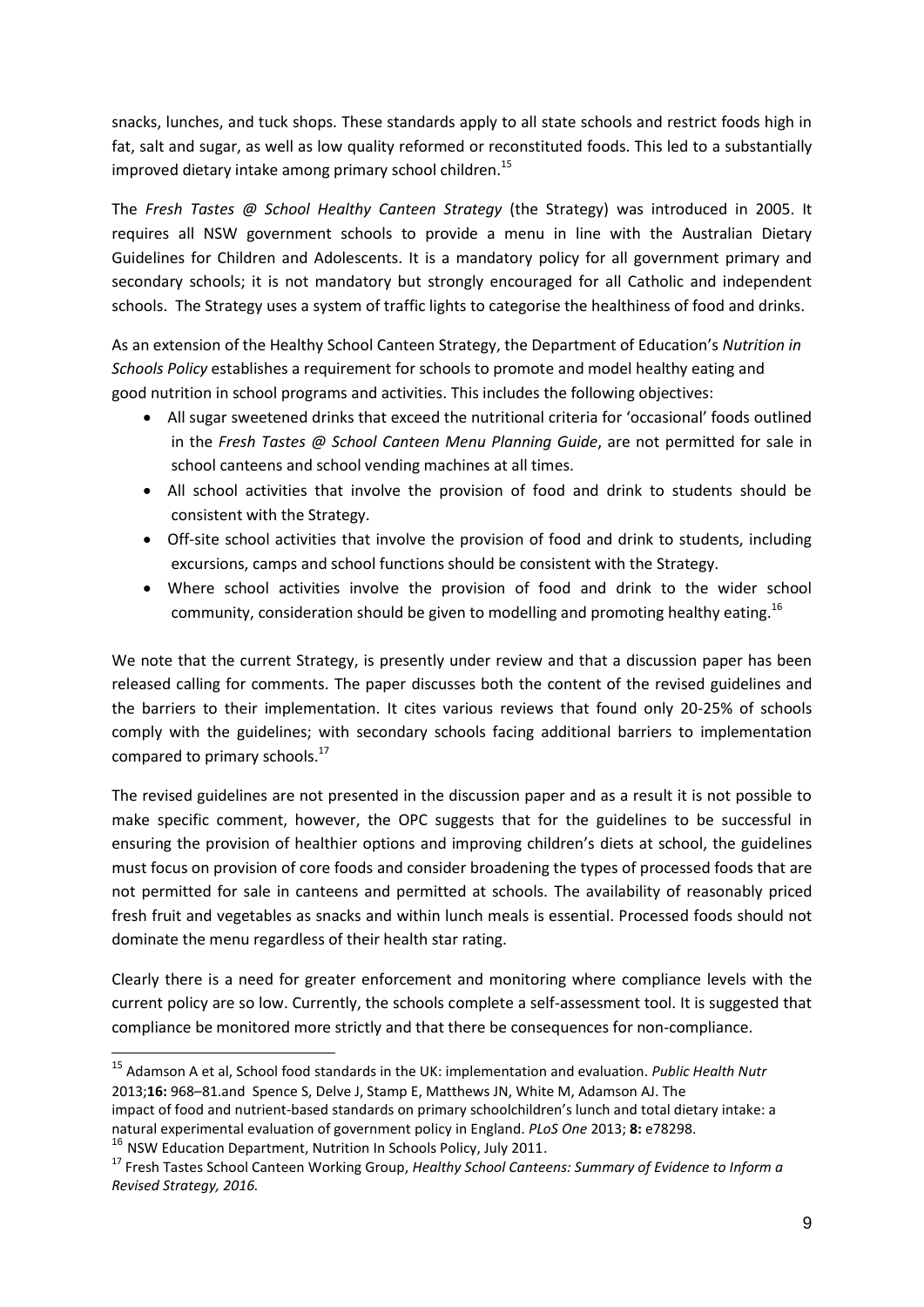snacks, lunches, and tuck shops. These standards apply to all state schools and restrict foods high in fat, salt and sugar, as well as low quality reformed or reconstituted foods. This led to a substantially improved dietary intake among primary school children.[15]

The *Fresh Tastes @ School Healthy Canteen Strategy* (the Strategy) was introduced in 2005. It requires all NSW government schools to provide a menu in line with the Australian Dietary Guidelines for Children and Adolescents. It is a mandatory policy for all government primary and secondary schools; it is not mandatory but strongly encouraged for all Catholic and independent schools. The Strategy uses a system of traffic lights to categorise the healthiness of food and drinks.

As an extension of the Healthy School Canteen Strategy, the Department of Education's *Nutrition in Schools Policy* establishes a requirement for schools to promote and model healthy eating and good nutrition in school programs and activities. This includes the following objectives:

- All sugar sweetened drinks that exceed the nutritional criteria for 'occasional' foods outlined in the *Fresh Tastes @ School Canteen Menu Planning Guide*, are not permitted for sale in school canteens and school vending machines at all times.
- All school activities that involve the provision of food and drink to students should be consistent with the Strategy.
- Off-site school activities that involve the provision of food and drink to students, including excursions, camps and school functions should be consistent with the Strategy.
- Where school activities involve the provision of food and drink to the wider school community, consideration should be given to modelling and promoting healthy eating.[16]

We note that the current Strategy, is presently under review and that a discussion paper has been released calling for comments. The paper discusses both the content of the revised guidelines and the barriers to their implementation. It cites various reviews that found only 20-25% of schools comply with the guidelines; with secondary schools facing additional barriers to implementation compared to primary schools.[17]

The revised guidelines are not presented in the discussion paper and as a result it is not possible to make specific comment, however, the OPC suggests that for the guidelines to be successful in ensuring the provision of healthier options and improving children's diets at school, the guidelines must focus on provision of core foods and consider broadening the types of processed foods that are not permitted for sale in canteens and permitted at schools. The availability of reasonably priced fresh fruit and vegetables as snacks and within lunch meals is essential. Processed foods should not dominate the menu regardless of their health star rating.

Clearly there is a need for greater enforcement and monitoring where compliance levels with the current policy are so low. Currently, the schools complete a self-assessment tool. It is suggested that compliance be monitored more strictly and that there be consequences for non-compliance.

---

[15] Adamson A et al, School food standards in the UK: implementation and evaluation. *Public Health Nutr* 2013;**16:** 968–81.and Spence S, Delve J, Stamp E, Matthews JN, White M, Adamson AJ. The impact of food and nutrient-based standards on primary schoolchildren's lunch and total dietary intake: a natural experimental evaluation of government policy in England. *PLoS One* 2013; **8:** e78298.

[16] NSW Education Department, Nutrition In Schools Policy, July 2011.

[17] Fresh Tastes School Canteen Working Group, *Healthy School Canteens: Summary of Evidence to Inform a Revised Strategy, 2016.*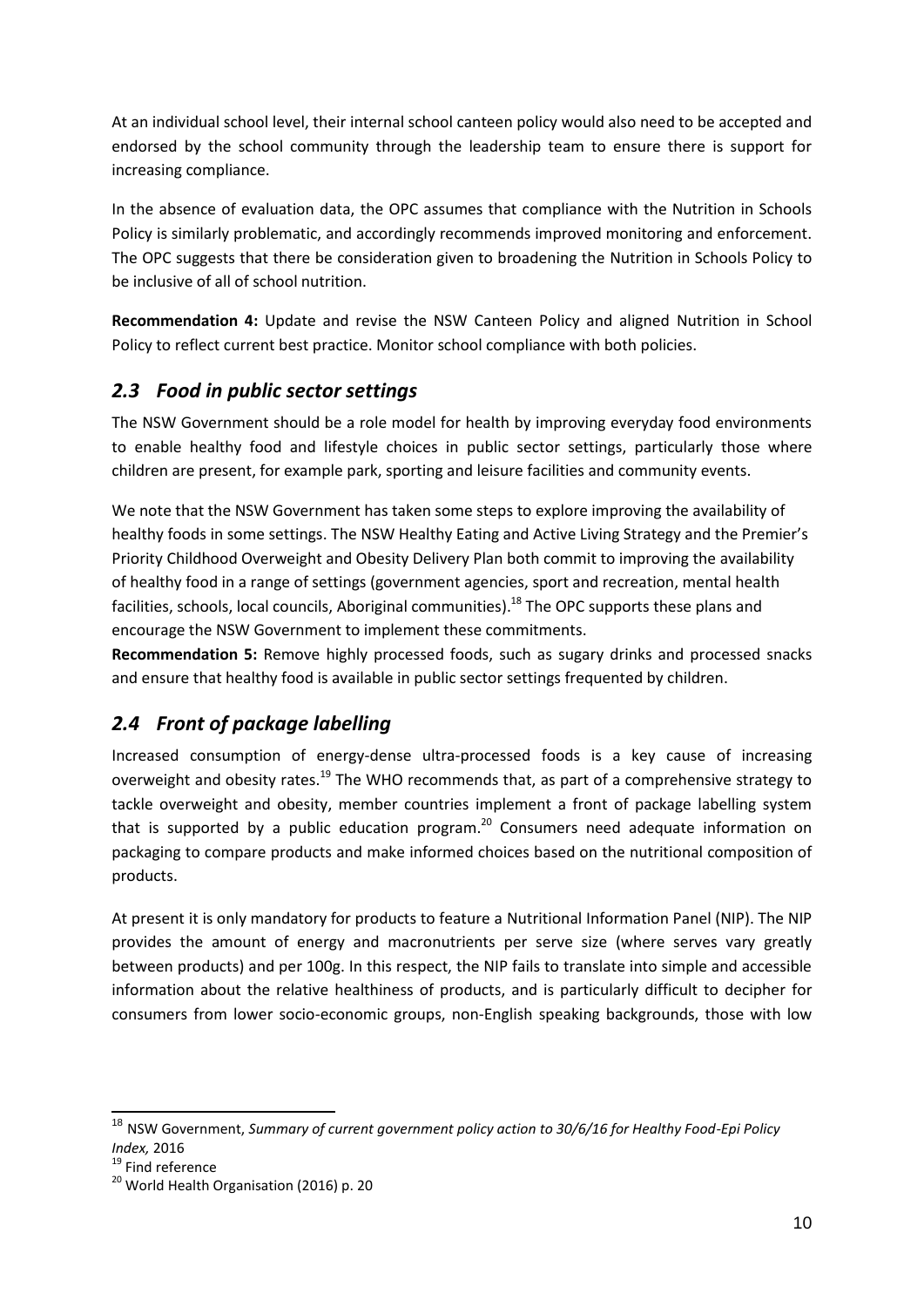At an individual school level, their internal school canteen policy would also need to be accepted and endorsed by the school community through the leadership team to ensure there is support for increasing compliance.

In the absence of evaluation data, the OPC assumes that compliance with the Nutrition in Schools Policy is similarly problematic, and accordingly recommends improved monitoring and enforcement. The OPC suggests that there be consideration given to broadening the Nutrition in Schools Policy to be inclusive of all of school nutrition.

**Recommendation 4:** Update and revise the NSW Canteen Policy and aligned Nutrition in School Policy to reflect current best practice. Monitor school compliance with both policies.

## *2.3 Food in public sector settings*

The NSW Government should be a role model for health by improving everyday food environments to enable healthy food and lifestyle choices in public sector settings, particularly those where children are present, for example park, sporting and leisure facilities and community events.

We note that the NSW Government has taken some steps to explore improving the availability of healthy foods in some settings. The NSW Healthy Eating and Active Living Strategy and the Premier's Priority Childhood Overweight and Obesity Delivery Plan both commit to improving the availability of healthy food in a range of settings (government agencies, sport and recreation, mental health facilities, schools, local councils, Aboriginal communities).[18] The OPC supports these plans and encourage the NSW Government to implement these commitments.

**Recommendation 5:** Remove highly processed foods, such as sugary drinks and processed snacks and ensure that healthy food is available in public sector settings frequented by children.

## *2.4 Front of package labelling*

Increased consumption of energy-dense ultra-processed foods is a key cause of increasing overweight and obesity rates.[19] The WHO recommends that, as part of a comprehensive strategy to tackle overweight and obesity, member countries implement a front of package labelling system that is supported by a public education program.[20] Consumers need adequate information on packaging to compare products and make informed choices based on the nutritional composition of products.

At present it is only mandatory for products to feature a Nutritional Information Panel (NIP). The NIP provides the amount of energy and macronutrients per serve size (where serves vary greatly between products) and per 100g. In this respect, the NIP fails to translate into simple and accessible information about the relative healthiness of products, and is particularly difficult to decipher for consumers from lower socio-economic groups, non-English speaking backgrounds, those with low

---

[18] NSW Government, *Summary of current government policy action to 30/6/16 for Healthy Food-Epi Policy Index,* 2016

[19] Find reference

[20] World Health Organisation (2016) p. 20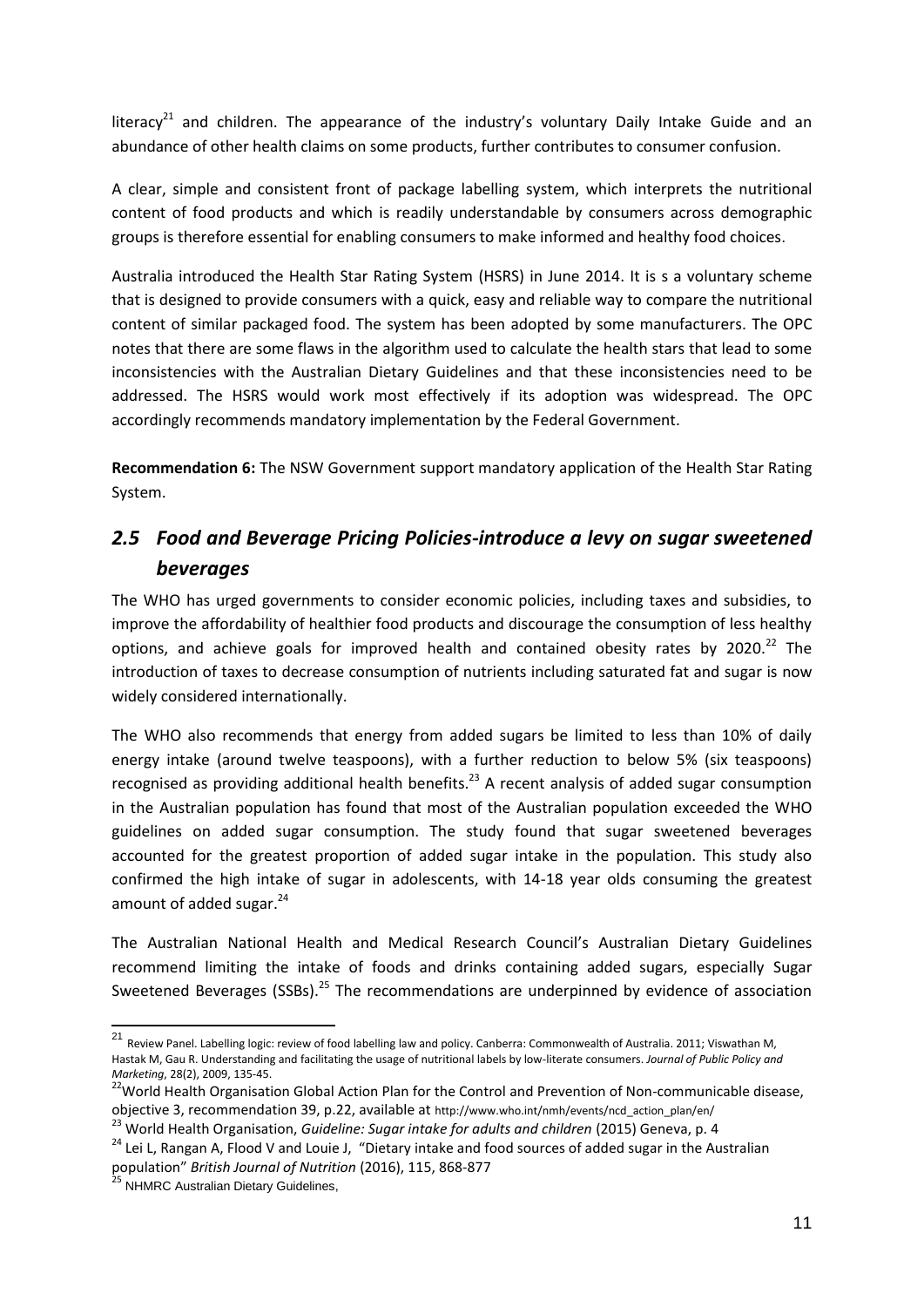literacy[21] and children. The appearance of the industry's voluntary Daily Intake Guide and an abundance of other health claims on some products, further contributes to consumer confusion.

A clear, simple and consistent front of package labelling system, which interprets the nutritional content of food products and which is readily understandable by consumers across demographic groups is therefore essential for enabling consumers to make informed and healthy food choices.

Australia introduced the Health Star Rating System (HSRS) in June 2014. It is s a voluntary scheme that is designed to provide consumers with a quick, easy and reliable way to compare the nutritional content of similar packaged food. The system has been adopted by some manufacturers. The OPC notes that there are some flaws in the algorithm used to calculate the health stars that lead to some inconsistencies with the Australian Dietary Guidelines and that these inconsistencies need to be addressed. The HSRS would work most effectively if its adoption was widespread. The OPC accordingly recommends mandatory implementation by the Federal Government.

**Recommendation 6:** The NSW Government support mandatory application of the Health Star Rating System.

## *2.5 Food and Beverage Pricing Policies-introduce a levy on sugar sweetened beverages*

The WHO has urged governments to consider economic policies, including taxes and subsidies, to improve the affordability of healthier food products and discourage the consumption of less healthy options, and achieve goals for improved health and contained obesity rates by 2020.[22] The introduction of taxes to decrease consumption of nutrients including saturated fat and sugar is now widely considered internationally.

The WHO also recommends that energy from added sugars be limited to less than 10% of daily energy intake (around twelve teaspoons), with a further reduction to below 5% (six teaspoons) recognised as providing additional health benefits.[23] A recent analysis of added sugar consumption in the Australian population has found that most of the Australian population exceeded the WHO guidelines on added sugar consumption. The study found that sugar sweetened beverages accounted for the greatest proportion of added sugar intake in the population. This study also confirmed the high intake of sugar in adolescents, with 14-18 year olds consuming the greatest amount of added sugar.[24]

The Australian National Health and Medical Research Council's Australian Dietary Guidelines recommend limiting the intake of foods and drinks containing added sugars, especially Sugar Sweetened Beverages (SSBs).[25] The recommendations are underpinned by evidence of association

---

[21] Review Panel. Labelling logic: review of food labelling law and policy. Canberra: Commonwealth of Australia. 2011; Viswathan M, Hastak M, Gau R. Understanding and facilitating the usage of nutritional labels by low-literate consumers. *Journal of Public Policy and Marketing*, 28(2), 2009, 135-45.

[22] World Health Organisation Global Action Plan for the Control and Prevention of Non-communicable disease, objective 3, recommendation 39, p.22, available at http://www.who.int/nmh/events/ncd_action_plan/en/

[23] World Health Organisation, *Guideline: Sugar intake for adults and children* (2015) Geneva, p. 4

[24] Lei L, Rangan A, Flood V and Louie J, "Dietary intake and food sources of added sugar in the Australian population" *British Journal of Nutrition* (2016), 115, 868-877

[25] NHMRC Australian Dietary Guidelines,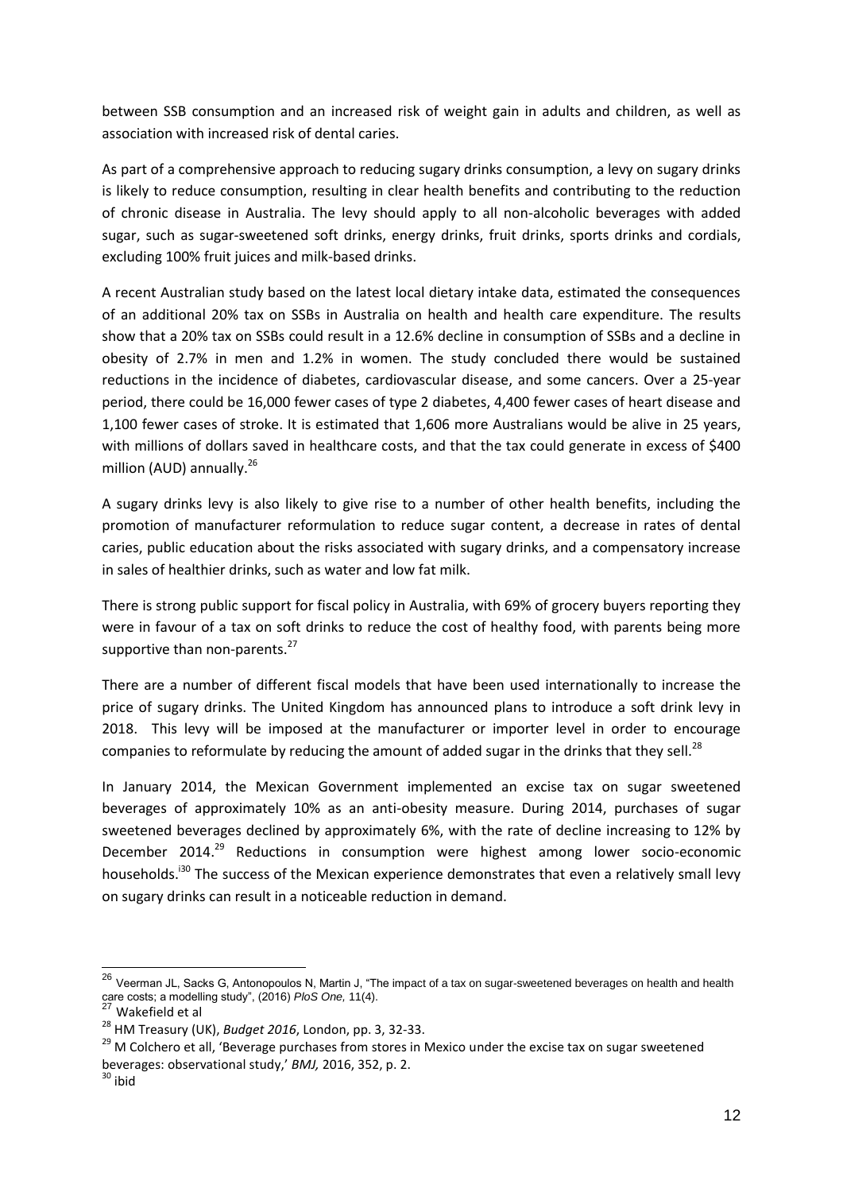between SSB consumption and an increased risk of weight gain in adults and children, as well as association with increased risk of dental caries.

As part of a comprehensive approach to reducing sugary drinks consumption, a levy on sugary drinks is likely to reduce consumption, resulting in clear health benefits and contributing to the reduction of chronic disease in Australia. The levy should apply to all non-alcoholic beverages with added sugar, such as sugar-sweetened soft drinks, energy drinks, fruit drinks, sports drinks and cordials, excluding 100% fruit juices and milk-based drinks.

A recent Australian study based on the latest local dietary intake data, estimated the consequences of an additional 20% tax on SSBs in Australia on health and health care expenditure. The results show that a 20% tax on SSBs could result in a 12.6% decline in consumption of SSBs and a decline in obesity of 2.7% in men and 1.2% in women. The study concluded there would be sustained reductions in the incidence of diabetes, cardiovascular disease, and some cancers. Over a 25-year period, there could be 16,000 fewer cases of type 2 diabetes, 4,400 fewer cases of heart disease and 1,100 fewer cases of stroke. It is estimated that 1,606 more Australians would be alive in 25 years, with millions of dollars saved in healthcare costs, and that the tax could generate in excess of $400 million (AUD) annually.[26]

A sugary drinks levy is also likely to give rise to a number of other health benefits, including the promotion of manufacturer reformulation to reduce sugar content, a decrease in rates of dental caries, public education about the risks associated with sugary drinks, and a compensatory increase in sales of healthier drinks, such as water and low fat milk.

There is strong public support for fiscal policy in Australia, with 69% of grocery buyers reporting they were in favour of a tax on soft drinks to reduce the cost of healthy food, with parents being more supportive than non-parents.[27]

There are a number of different fiscal models that have been used internationally to increase the price of sugary drinks. The United Kingdom has announced plans to introduce a soft drink levy in 2018. This levy will be imposed at the manufacturer or importer level in order to encourage companies to reformulate by reducing the amount of added sugar in the drinks that they sell.[28]

In January 2014, the Mexican Government implemented an excise tax on sugar sweetened beverages of approximately 10% as an anti-obesity measure. During 2014, purchases of sugar sweetened beverages declined by approximately 6%, with the rate of decline increasing to 12% by December 2014.[29] Reductions in consumption were highest among lower socio-economic households.[i30] The success of the Mexican experience demonstrates that even a relatively small levy on sugary drinks can result in a noticeable reduction in demand.

---

[26] Veerman JL, Sacks G, Antonopoulos N, Martin J, "The impact of a tax on sugar-sweetened beverages on health and health care costs; a modelling study", (2016) *PloS One,* 11(4).

[27] Wakefield et al

[28] HM Treasury (UK), *Budget 2016*, London, pp. 3, 32-33.

[29] M Colchero et all, 'Beverage purchases from stores in Mexico under the excise tax on sugar sweetened beverages: observational study,' *BMJ,* 2016, 352, p. 2.

[30] ibid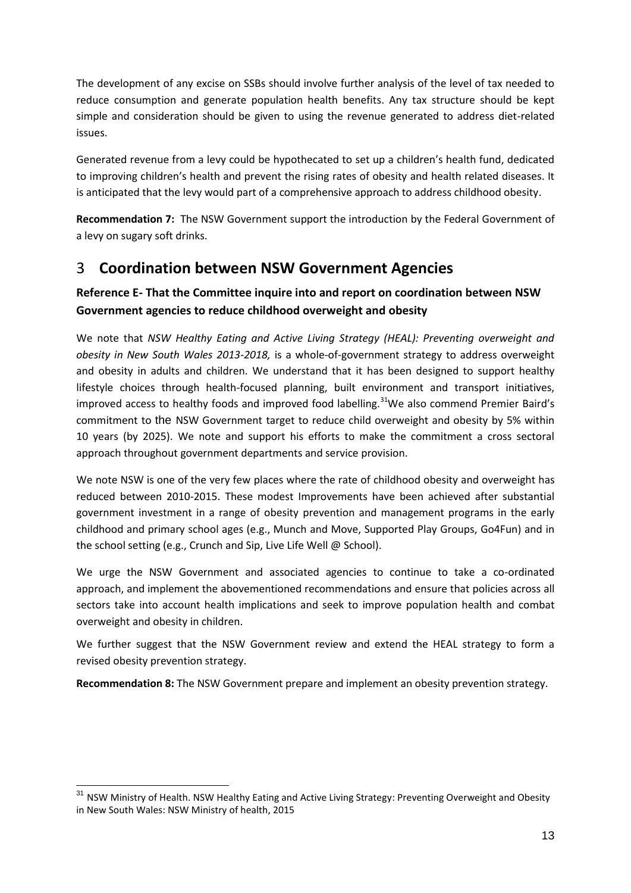The development of any excise on SSBs should involve further analysis of the level of tax needed to reduce consumption and generate population health benefits. Any tax structure should be kept simple and consideration should be given to using the revenue generated to address diet-related issues.

Generated revenue from a levy could be hypothecated to set up a children's health fund, dedicated to improving children's health and prevent the rising rates of obesity and health related diseases. It is anticipated that the levy would part of a comprehensive approach to address childhood obesity.

**Recommendation 7:** The NSW Government support the introduction by the Federal Government of a levy on sugary soft drinks.

# 3 Coordination between NSW Government Agencies

### Reference E- That the Committee inquire into and report on coordination between NSW Government agencies to reduce childhood overweight and obesity

We note that *NSW Healthy Eating and Active Living Strategy (HEAL): Preventing overweight and obesity in New South Wales 2013-2018,* is a whole-of-government strategy to address overweight and obesity in adults and children. We understand that it has been designed to support healthy lifestyle choices through health-focused planning, built environment and transport initiatives, improved access to healthy foods and improved food labelling.[31] We also commend Premier Baird's commitment to the NSW Government target to reduce child overweight and obesity by 5% within 10 years (by 2025). We note and support his efforts to make the commitment a cross sectoral approach throughout government departments and service provision.

We note NSW is one of the very few places where the rate of childhood obesity and overweight has reduced between 2010-2015. These modest Improvements have been achieved after substantial government investment in a range of obesity prevention and management programs in the early childhood and primary school ages (e.g., Munch and Move, Supported Play Groups, Go4Fun) and in the school setting (e.g., Crunch and Sip, Live Life Well @ School).

We urge the NSW Government and associated agencies to continue to take a co-ordinated approach, and implement the abovementioned recommendations and ensure that policies across all sectors take into account health implications and seek to improve population health and combat overweight and obesity in children.

We further suggest that the NSW Government review and extend the HEAL strategy to form a revised obesity prevention strategy.

**Recommendation 8:** The NSW Government prepare and implement an obesity prevention strategy.

[31] NSW Ministry of Health. NSW Healthy Eating and Active Living Strategy: Preventing Overweight and Obesity in New South Wales: NSW Ministry of health, 2015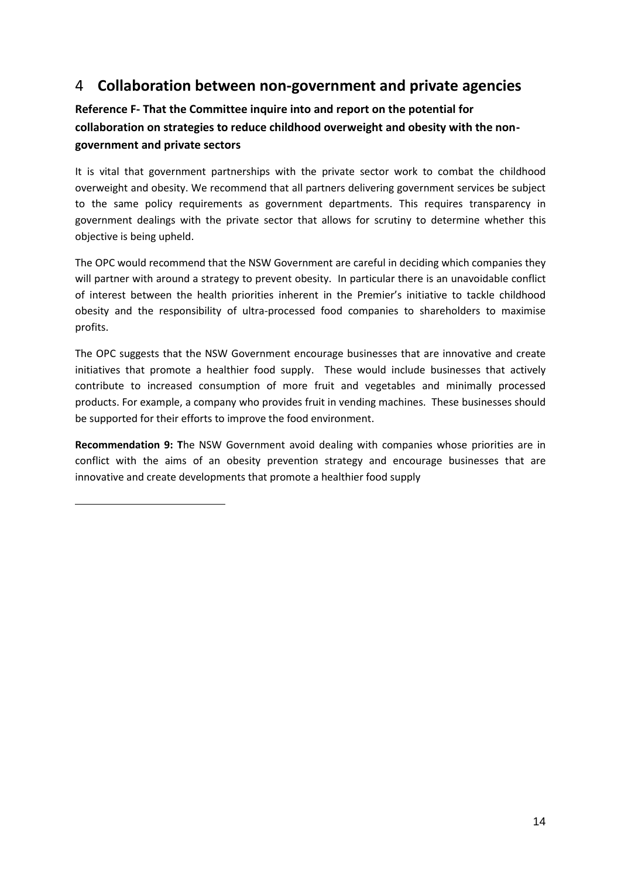# 4 **Collaboration between non-government and private agencies**

**Reference F- That the Committee inquire into and report on the potential for collaboration on strategies to reduce childhood overweight and obesity with the non-government and private sectors**

It is vital that government partnerships with the private sector work to combat the childhood overweight and obesity. We recommend that all partners delivering government services be subject to the same policy requirements as government departments. This requires transparency in government dealings with the private sector that allows for scrutiny to determine whether this objective is being upheld.

The OPC would recommend that the NSW Government are careful in deciding which companies they will partner with around a strategy to prevent obesity. In particular there is an unavoidable conflict of interest between the health priorities inherent in the Premier's initiative to tackle childhood obesity and the responsibility of ultra-processed food companies to shareholders to maximise profits.

The OPC suggests that the NSW Government encourage businesses that are innovative and create initiatives that promote a healthier food supply. These would include businesses that actively contribute to increased consumption of more fruit and vegetables and minimally processed products. For example, a company who provides fruit in vending machines. These businesses should be supported for their efforts to improve the food environment.

**Recommendation 9: T**he NSW Government avoid dealing with companies whose priorities are in conflict with the aims of an obesity prevention strategy and encourage businesses that are innovative and create developments that promote a healthier food supply